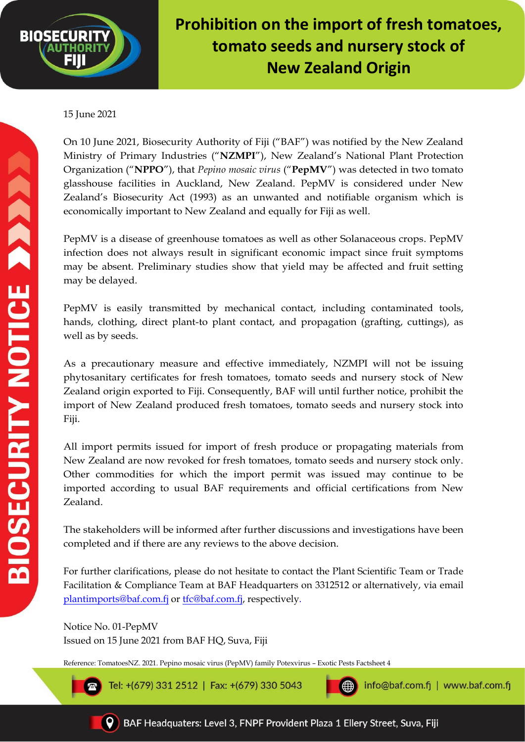# Prohibition on the import of fresh tomatoes, tomato seeds and nursery stock of New Zealand Origin

BIOSECURITY NOTICE

15 June 2021

On 10 June 2021, Biosecurity Authority of Fiji ("BAF") was notified by the New Zealand Ministry of Primary Industries ("**NZMPI**"), New Zealand's National Plant Protection Organization ("**NPPO**"), that *Pepino mosaic virus* ("**PepMV**") was detected in two tomato glasshouse facilities in Auckland, New Zealand. PepMV is considered under New Zealand's Biosecurity Act (1993) as an unwanted and notifiable organism which is economically important to New Zealand and equally for Fiji as well.

PepMV is a disease of greenhouse tomatoes as well as other Solanaceous crops. PepMV infection does not always result in significant economic impact since fruit symptoms may be absent. Preliminary studies show that yield may be affected and fruit setting may be delayed.

PepMV is easily transmitted by mechanical contact, including contaminated tools, hands, clothing, direct plant-to plant contact, and propagation (grafting, cuttings), as well as by seeds.

As a precautionary measure and effective immediately, NZMPI will not be issuing phytosanitary certificates for fresh tomatoes, tomato seeds and nursery stock of New Zealand origin exported to Fiji. Consequently, BAF will until further notice, prohibit the import of New Zealand produced fresh tomatoes, tomato seeds and nursery stock into Fiji.

All import permits issued for import of fresh produce or propagating materials from New Zealand are now revoked for fresh tomatoes, tomato seeds and nursery stock only. Other commodities for which the import permit was issued may continue to be imported according to usual BAF requirements and official certifications from New Zealand.

The stakeholders will be informed after further discussions and investigations have been completed and if there are any reviews to the above decision.

For further clarifications, please do not hesitate to contact the Plant Scientific Team or Trade Facilitation & Compliance Team at BAF Headquarters on 3312512 or alternatively, via email plantimports@baf.com.fj or tfc@baf.com.fj, respectively.

Notice No. 01-PepMV
Issued on 15 June 2021 from BAF HQ, Suva, Fiji

Reference: TomatoesNZ. 2021. Pepino mosaic virus (PepMV) family Potexvirus – Exotic Pests Factsheet 4

Tel: +(679) 331 2512 | Fax: +(679) 330 5043 | info@baf.com.fj | www.baf.com.fj

BAF Headquaters: Level 3, FNPF Provident Plaza 1 Ellery Street, Suva, Fiji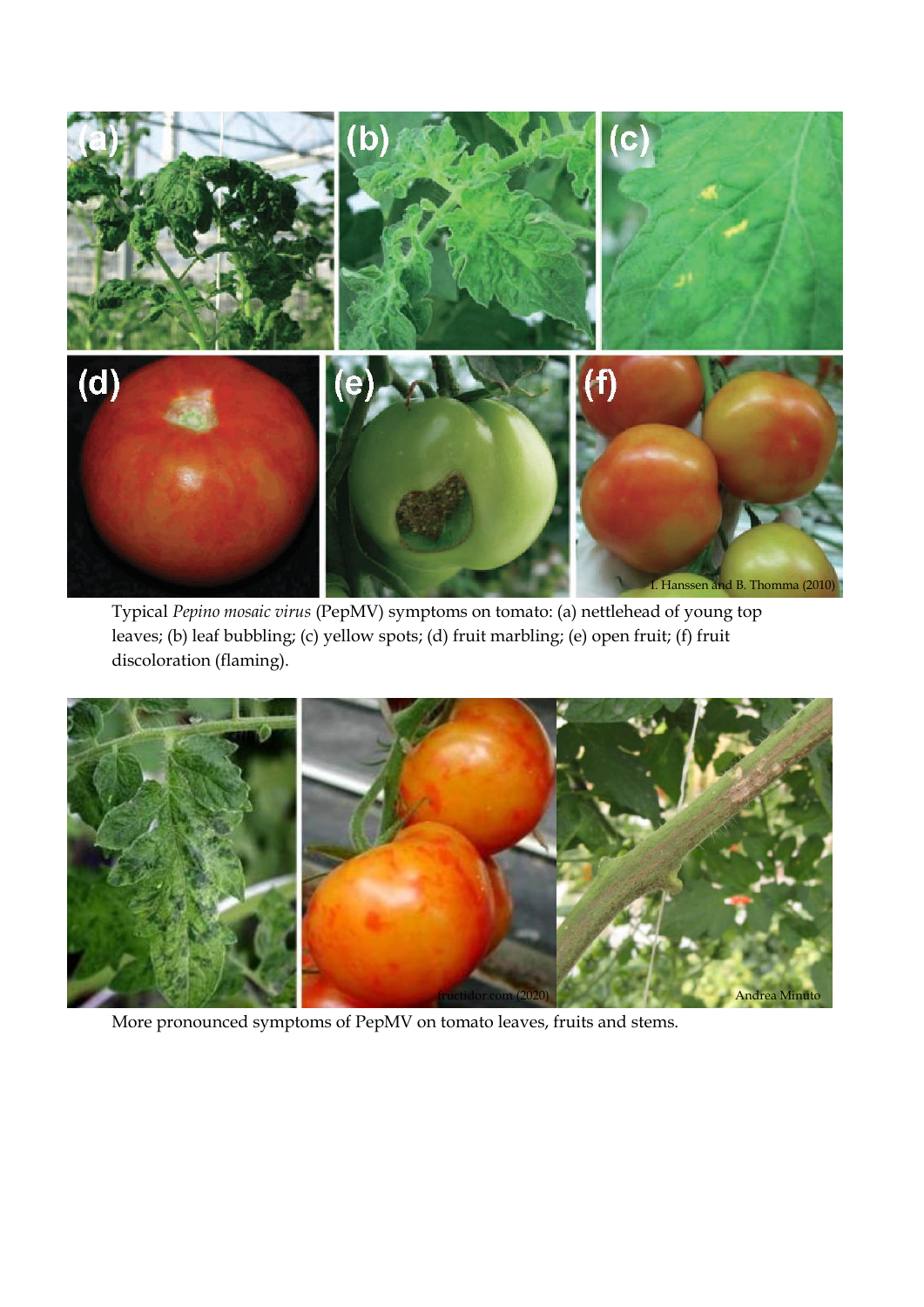Typical *Pepino mosaic virus* (PepMV) symptoms on tomato: (a) nettlehead of young top leaves; (b) leaf bubbling; (c) yellow spots; (d) fruit marbling; (e) open fruit; (f) fruit discoloration (flaming).

More pronounced symptoms of PepMV on tomato leaves, fruits and stems.